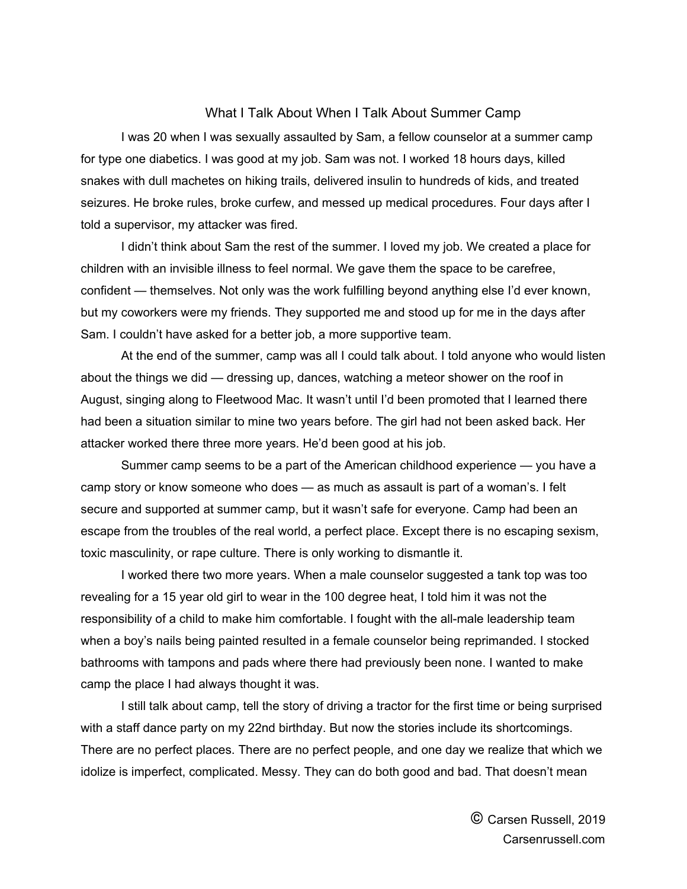# What I Talk About When I Talk About Summer Camp

I was 20 when I was sexually assaulted by Sam, a fellow counselor at a summer camp for type one diabetics. I was good at my job. Sam was not. I worked 18 hours days, killed snakes with dull machetes on hiking trails, delivered insulin to hundreds of kids, and treated seizures. He broke rules, broke curfew, and messed up medical procedures. Four days after I told a supervisor, my attacker was fired.

I didn't think about Sam the rest of the summer. I loved my job. We created a place for children with an invisible illness to feel normal. We gave them the space to be carefree, confident — themselves. Not only was the work fulfilling beyond anything else I'd ever known, but my coworkers were my friends. They supported me and stood up for me in the days after Sam. I couldn't have asked for a better job, a more supportive team.

At the end of the summer, camp was all I could talk about. I told anyone who would listen about the things we did — dressing up, dances, watching a meteor shower on the roof in August, singing along to Fleetwood Mac. It wasn't until I'd been promoted that I learned there had been a situation similar to mine two years before. The girl had not been asked back. Her attacker worked there three more years. He'd been good at his job.

Summer camp seems to be a part of the American childhood experience — you have a camp story or know someone who does — as much as assault is part of a woman's. I felt secure and supported at summer camp, but it wasn't safe for everyone. Camp had been an escape from the troubles of the real world, a perfect place. Except there is no escaping sexism, toxic masculinity, or rape culture. There is only working to dismantle it.

I worked there two more years. When a male counselor suggested a tank top was too revealing for a 15 year old girl to wear in the 100 degree heat, I told him it was not the responsibility of a child to make him comfortable. I fought with the all-male leadership team when a boy's nails being painted resulted in a female counselor being reprimanded. I stocked bathrooms with tampons and pads where there had previously been none. I wanted to make camp the place I had always thought it was.

I still talk about camp, tell the story of driving a tractor for the first time or being surprised with a staff dance party on my 22nd birthday. But now the stories include its shortcomings. There are no perfect places. There are no perfect people, and one day we realize that which we idolize is imperfect, complicated. Messy. They can do both good and bad. That doesn't mean

© Carsen Russell, 2019
Carsenrussell.com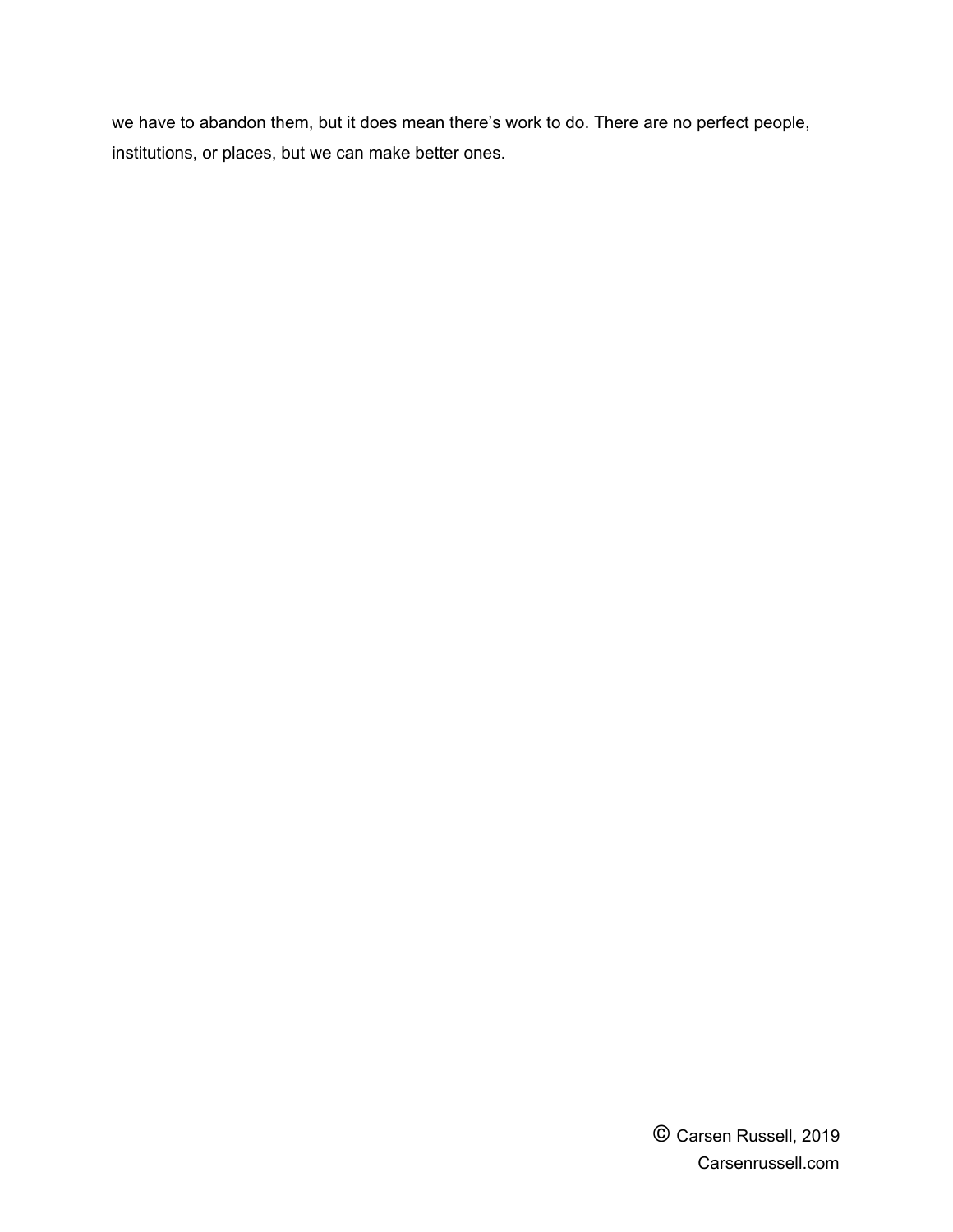we have to abandon them, but it does mean there's work to do. There are no perfect people, institutions, or places, but we can make better ones.

© Carsen Russell, 2019
Carsenrussell.com